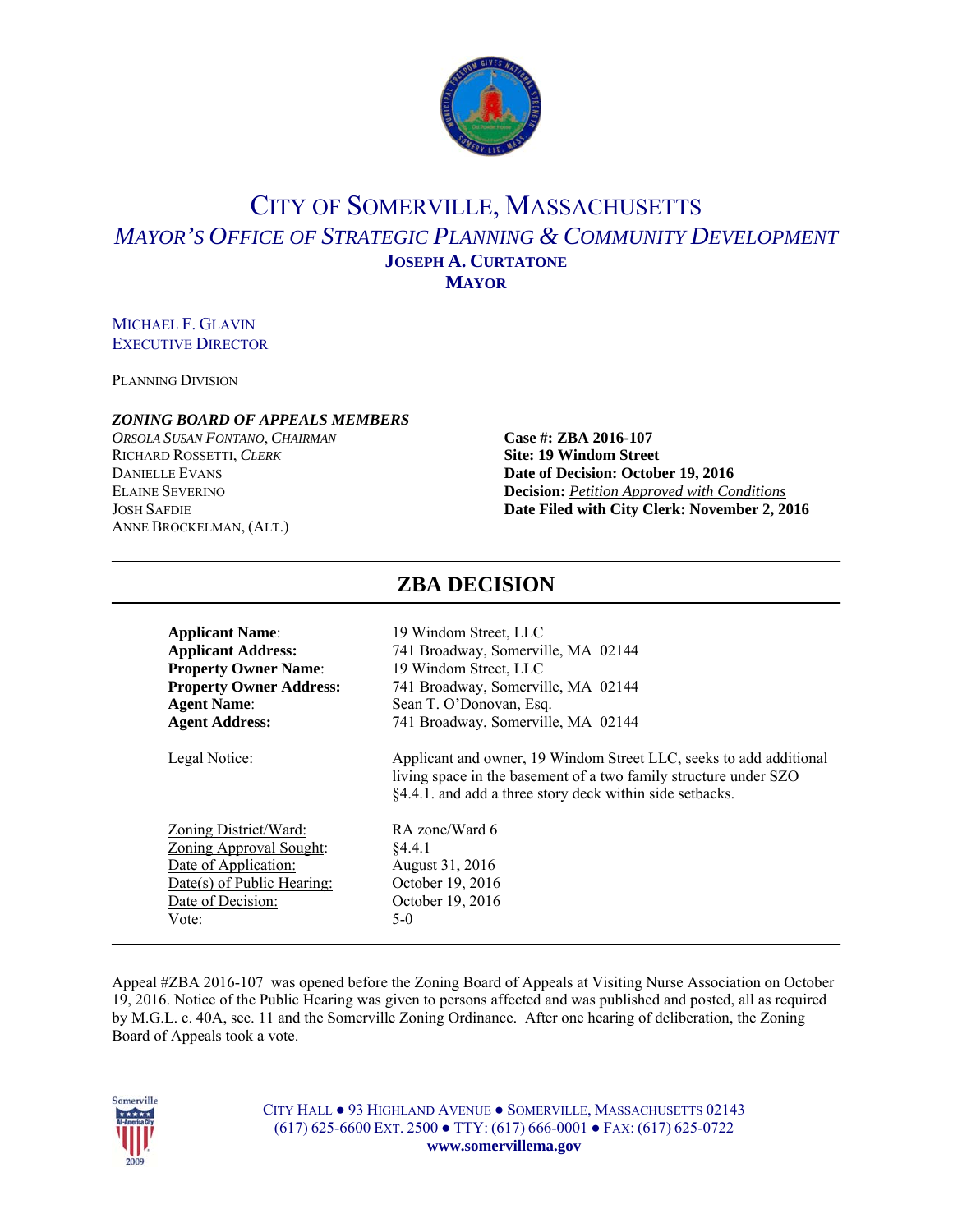# CITY OF SOMERVILLE, MASSACHUSETTS

## *MAYOR'S OFFICE OF STRATEGIC PLANNING & COMMUNITY DEVELOPMENT*

**JOSEPH A. CURTATONE**
**MAYOR**

MICHAEL F. GLAVIN
EXECUTIVE DIRECTOR

PLANNING DIVISION

***ZONING BOARD OF APPEALS MEMBERS***

*ORSOLA SUSAN FONTANO, CHAIRMAN*
RICHARD ROSSETTI, *CLERK*
DANIELLE EVANS
ELAINE SEVERINO
JOSH SAFDIE
ANNE BROCKELMAN, (ALT.)

**Case #: ZBA 2016-107**
**Site: 19 Windom Street**
**Date of Decision: October 19, 2016**
**Decision:** *Petition Approved with Conditions*
**Date Filed with City Clerk: November 2, 2016**

## ZBA DECISION

**Applicant Name**: 19 Windom Street, LLC
**Applicant Address:** 741 Broadway, Somerville, MA 02144
**Property Owner Name**: 19 Windom Street, LLC
**Property Owner Address:** 741 Broadway, Somerville, MA 02144
**Agent Name**: Sean T. O'Donovan, Esq.
**Agent Address:** 741 Broadway, Somerville, MA 02144

Legal Notice: Applicant and owner, 19 Windom Street LLC, seeks to add additional living space in the basement of a two family structure under SZO §4.4.1. and add a three story deck within side setbacks.

Zoning District/Ward: RA zone/Ward 6
Zoning Approval Sought: §4.4.1
Date of Application: August 31, 2016
Date(s) of Public Hearing: October 19, 2016
Date of Decision: October 19, 2016
Vote: 5-0

Appeal #ZBA 2016-107 was opened before the Zoning Board of Appeals at Visiting Nurse Association on October 19, 2016. Notice of the Public Hearing was given to persons affected and was published and posted, all as required by M.G.L. c. 40A, sec. 11 and the Somerville Zoning Ordinance. After one hearing of deliberation, the Zoning Board of Appeals took a vote.

CITY HALL ● 93 HIGHLAND AVENUE ● SOMERVILLE, MASSACHUSETTS 02143
(617) 625-6600 EXT. 2500 ● TTY: (617) 666-0001 ● FAX: (617) 625-0722
**www.somervillema.gov**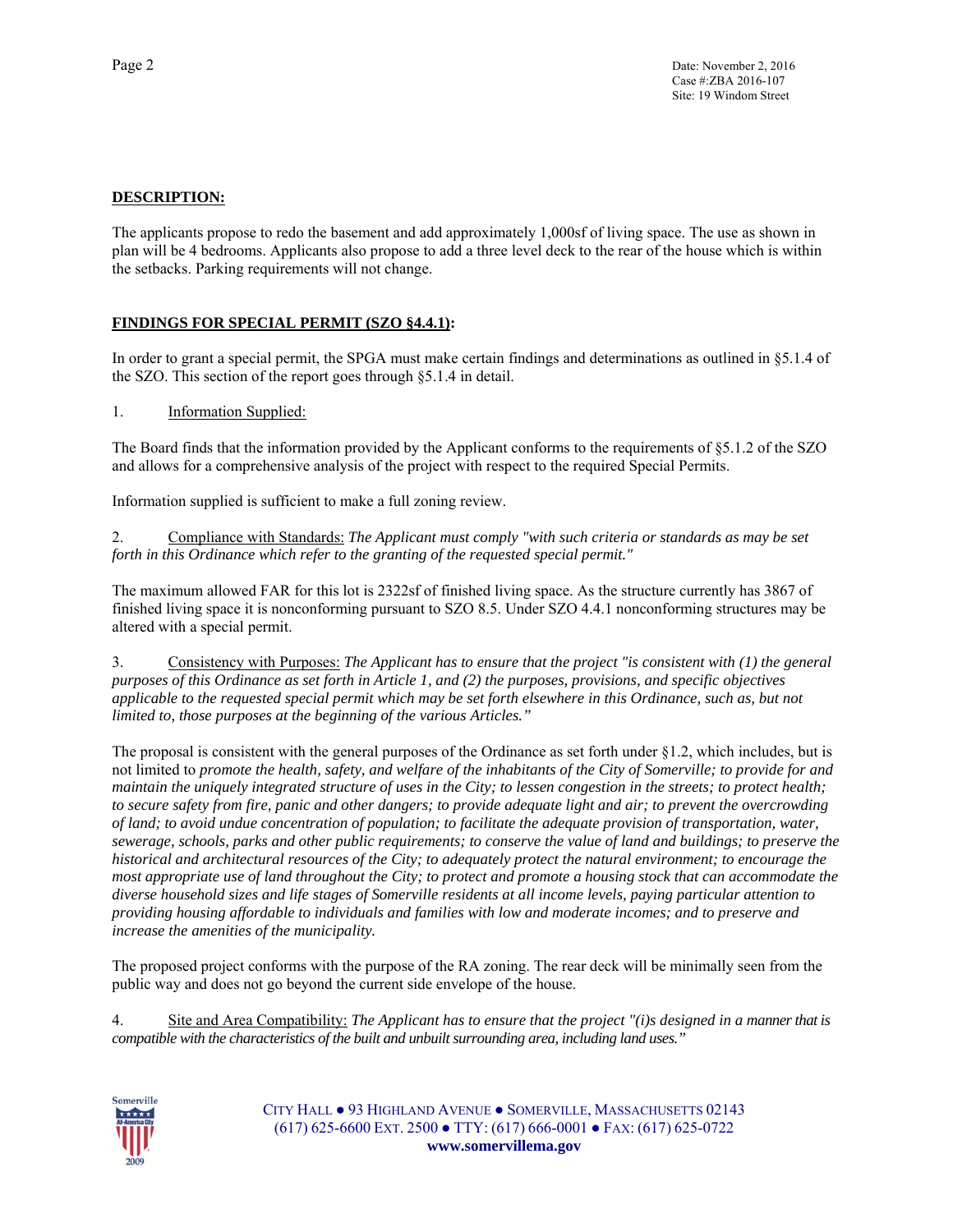## DESCRIPTION:

The applicants propose to redo the basement and add approximately 1,000sf of living space. The use as shown in plan will be 4 bedrooms. Applicants also propose to add a three level deck to the rear of the house which is within the setbacks. Parking requirements will not change.

## FINDINGS FOR SPECIAL PERMIT (SZO §4.4.1):

In order to grant a special permit, the SPGA must make certain findings and determinations as outlined in §5.1.4 of the SZO. This section of the report goes through §5.1.4 in detail.

1. Information Supplied:

The Board finds that the information provided by the Applicant conforms to the requirements of §5.1.2 of the SZO and allows for a comprehensive analysis of the project with respect to the required Special Permits.

Information supplied is sufficient to make a full zoning review.

2. Compliance with Standards: *The Applicant must comply "with such criteria or standards as may be set forth in this Ordinance which refer to the granting of the requested special permit."*

The maximum allowed FAR for this lot is 2322sf of finished living space. As the structure currently has 3867 of finished living space it is nonconforming pursuant to SZO 8.5. Under SZO 4.4.1 nonconforming structures may be altered with a special permit.

3. Consistency with Purposes: *The Applicant has to ensure that the project "is consistent with (1) the general purposes of this Ordinance as set forth in Article 1, and (2) the purposes, provisions, and specific objectives applicable to the requested special permit which may be set forth elsewhere in this Ordinance, such as, but not limited to, those purposes at the beginning of the various Articles."*

The proposal is consistent with the general purposes of the Ordinance as set forth under §1.2, which includes, but is not limited to *promote the health, safety, and welfare of the inhabitants of the City of Somerville; to provide for and maintain the uniquely integrated structure of uses in the City; to lessen congestion in the streets; to protect health; to secure safety from fire, panic and other dangers; to provide adequate light and air; to prevent the overcrowding of land; to avoid undue concentration of population; to facilitate the adequate provision of transportation, water, sewerage, schools, parks and other public requirements; to conserve the value of land and buildings; to preserve the historical and architectural resources of the City; to adequately protect the natural environment; to encourage the most appropriate use of land throughout the City; to protect and promote a housing stock that can accommodate the diverse household sizes and life stages of Somerville residents at all income levels, paying particular attention to providing housing affordable to individuals and families with low and moderate incomes; and to preserve and increase the amenities of the municipality.*

The proposed project conforms with the purpose of the RA zoning. The rear deck will be minimally seen from the public way and does not go beyond the current side envelope of the house.

4. Site and Area Compatibility: *The Applicant has to ensure that the project "(i)s designed in a manner that is compatible with the characteristics of the built and unbuilt surrounding area, including land uses."*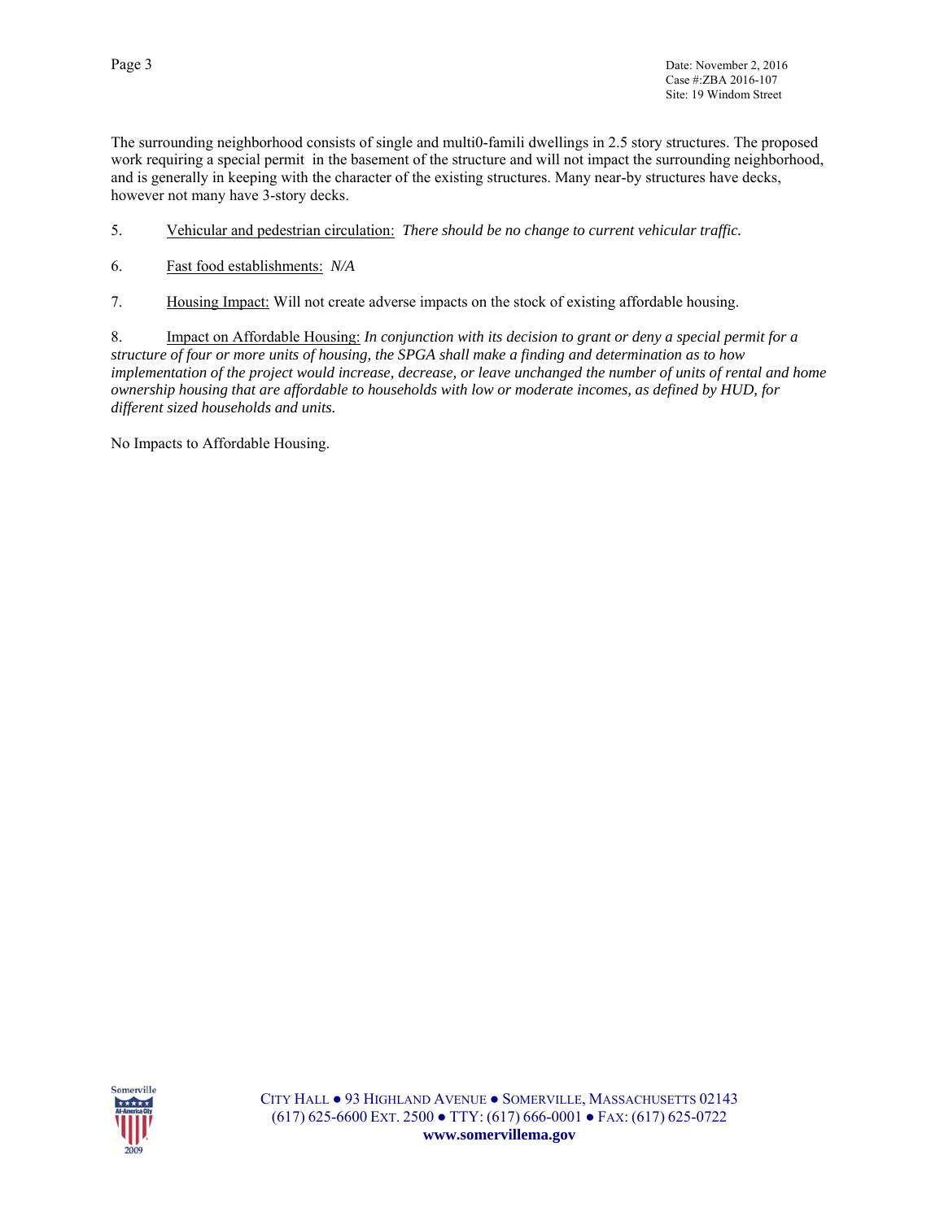The surrounding neighborhood consists of single and multi0-famili dwellings in 2.5 story structures. The proposed work requiring a special permit in the basement of the structure and will not impact the surrounding neighborhood, and is generally in keeping with the character of the existing structures. Many near-by structures have decks, however not many have 3-story decks.

5. Vehicular and pedestrian circulation: *There should be no change to current vehicular traffic.*

6. Fast food establishments: *N/A*

7. Housing Impact: Will not create adverse impacts on the stock of existing affordable housing.

8. Impact on Affordable Housing: *In conjunction with its decision to grant or deny a special permit for a structure of four or more units of housing, the SPGA shall make a finding and determination as to how implementation of the project would increase, decrease, or leave unchanged the number of units of rental and home ownership housing that are affordable to households with low or moderate incomes, as defined by HUD, for different sized households and units.*

No Impacts to Affordable Housing.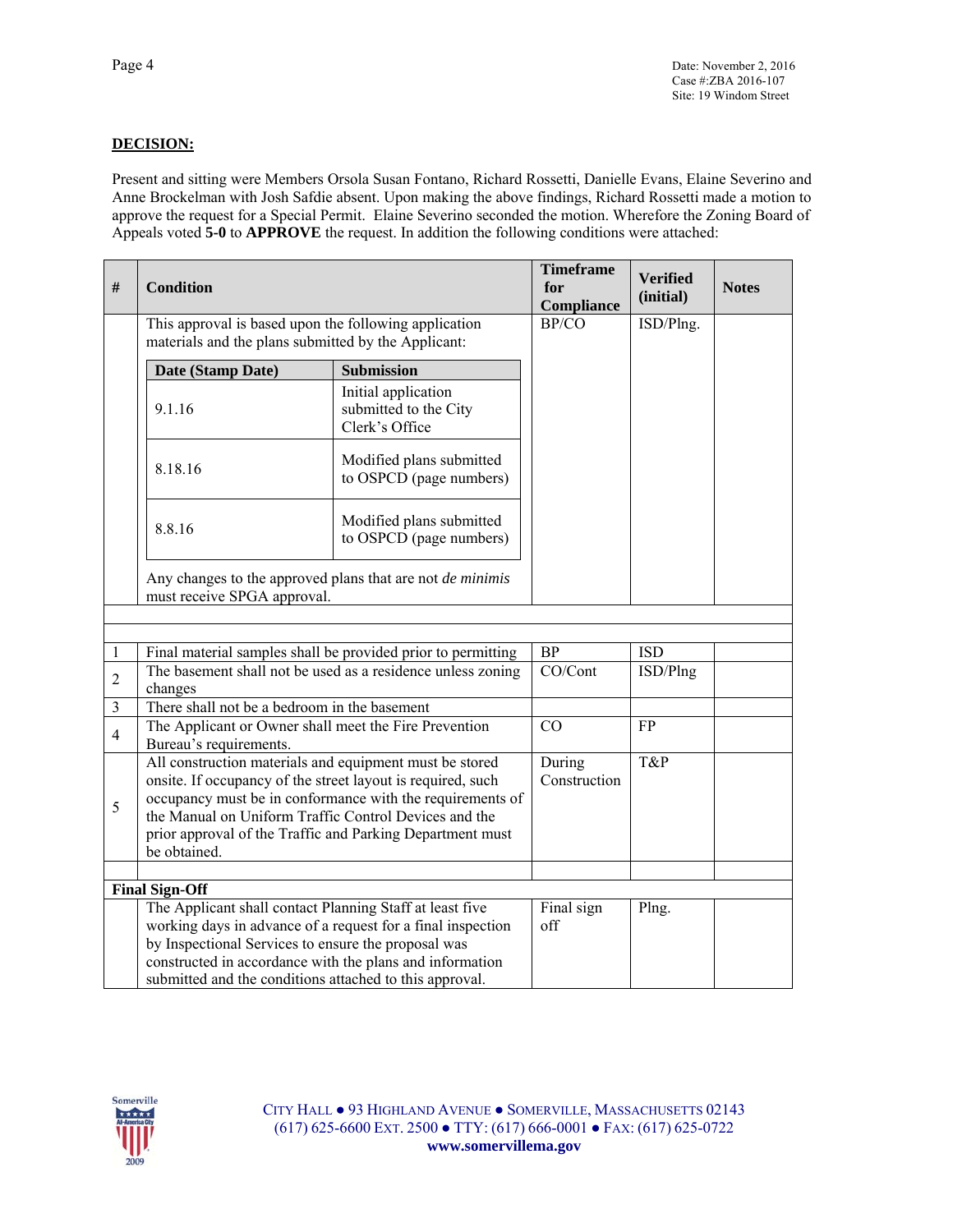## DECISION:

Present and sitting were Members Orsola Susan Fontano, Richard Rossetti, Danielle Evans, Elaine Severino and Anne Brockelman with Josh Safdie absent. Upon making the above findings, Richard Rossetti made a motion to approve the request for a Special Permit. Elaine Severino seconded the motion. Wherefore the Zoning Board of Appeals voted **5-0** to **APPROVE** the request. In addition the following conditions were attached:

| # | Condition | Timeframe for Compliance | Verified (initial) | Notes |
|---|---|---|---|---|
| | This approval is based upon the following application materials and the plans submitted by the Applicant:<br><br>**Date (Stamp Date)** / **Submission**<br>9.1.16 — Initial application submitted to the City Clerk's Office<br>8.18.16 — Modified plans submitted to OSPCD (page numbers)<br>8.8.16 — Modified plans submitted to OSPCD (page numbers)<br><br>Any changes to the approved plans that are not *de minimis* must receive SPGA approval. | BP/CO | ISD/Plng. | |
| | | | | |
| | | | | |
| 1 | Final material samples shall be provided prior to permitting | BP | ISD | |
| 2 | The basement shall not be used as a residence unless zoning changes | CO/Cont | ISD/Plng | |
| 3 | There shall not be a bedroom in the basement | | | |
| 4 | The Applicant or Owner shall meet the Fire Prevention Bureau's requirements. | CO | FP | |
| 5 | All construction materials and equipment must be stored onsite. If occupancy of the street layout is required, such occupancy must be in conformance with the requirements of the Manual on Uniform Traffic Control Devices and the prior approval of the Traffic and Parking Department must be obtained. | During Construction | T&P | |
| | | | | |
| **Final Sign-Off** | | | | |
| | The Applicant shall contact Planning Staff at least five working days in advance of a request for a final inspection by Inspectional Services to ensure the proposal was constructed in accordance with the plans and information submitted and the conditions attached to this approval. | Final sign off | Plng. | |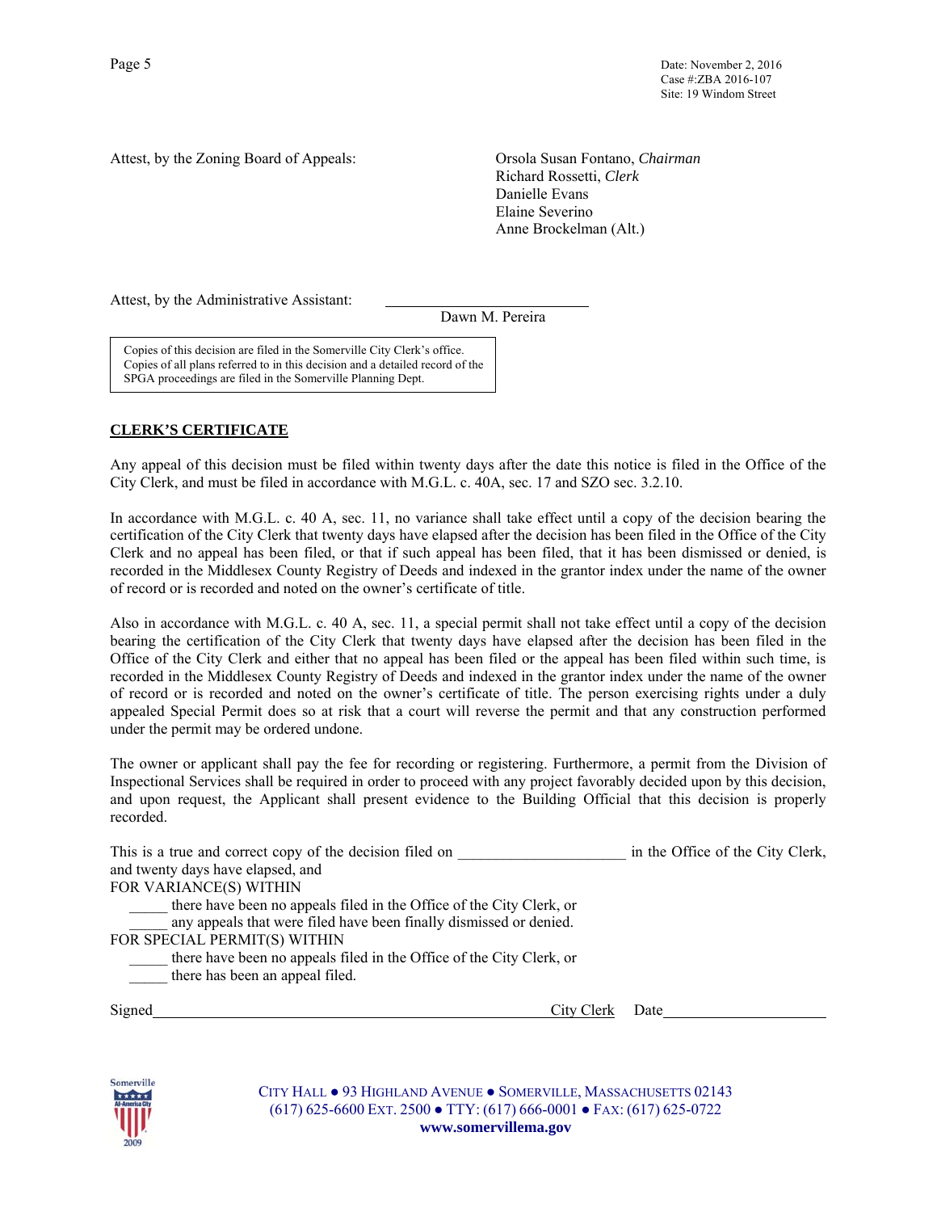Date: November 2, 2016
Case #:ZBA 2016-107
Site: 19 Windom Street

Attest, by the Zoning Board of Appeals:

Orsola Susan Fontano, *Chairman*
Richard Rossetti, *Clerk*
Danielle Evans
Elaine Severino
Anne Brockelman (Alt.)

Attest, by the Administrative Assistant: ______________________
Dawn M. Pereira

> Copies of this decision are filed in the Somerville City Clerk's office.
> Copies of all plans referred to in this decision and a detailed record of the SPGA proceedings are filed in the Somerville Planning Dept.

**CLERK'S CERTIFICATE**

Any appeal of this decision must be filed within twenty days after the date this notice is filed in the Office of the City Clerk, and must be filed in accordance with M.G.L. c. 40A, sec. 17 and SZO sec. 3.2.10.

In accordance with M.G.L. c. 40 A, sec. 11, no variance shall take effect until a copy of the decision bearing the certification of the City Clerk that twenty days have elapsed after the decision has been filed in the Office of the City Clerk and no appeal has been filed, or that if such appeal has been filed, that it has been dismissed or denied, is recorded in the Middlesex County Registry of Deeds and indexed in the grantor index under the name of the owner of record or is recorded and noted on the owner's certificate of title.

Also in accordance with M.G.L. c. 40 A, sec. 11, a special permit shall not take effect until a copy of the decision bearing the certification of the City Clerk that twenty days have elapsed after the decision has been filed in the Office of the City Clerk and either that no appeal has been filed or the appeal has been filed within such time, is recorded in the Middlesex County Registry of Deeds and indexed in the grantor index under the name of the owner of record or is recorded and noted on the owner's certificate of title. The person exercising rights under a duly appealed Special Permit does so at risk that a court will reverse the permit and that any construction performed under the permit may be ordered undone.

The owner or applicant shall pay the fee for recording or registering. Furthermore, a permit from the Division of Inspectional Services shall be required in order to proceed with any project favorably decided upon by this decision, and upon request, the Applicant shall present evidence to the Building Official that this decision is properly recorded.

This is a true and correct copy of the decision filed on ______________________ in the Office of the City Clerk, and twenty days have elapsed, and

FOR VARIANCE(S) WITHIN

_____ there have been no appeals filed in the Office of the City Clerk, or

_____ any appeals that were filed have been finally dismissed or denied.

FOR SPECIAL PERMIT(S) WITHIN

_____ there have been no appeals filed in the Office of the City Clerk, or

_____ there has been an appeal filed.

Signed______________________________________________ City Clerk Date______________________

CITY HALL ● 93 HIGHLAND AVENUE ● SOMERVILLE, MASSACHUSETTS 02143
(617) 625-6600 EXT. 2500 ● TTY: (617) 666-0001 ● FAX: (617) 625-0722
**www.somervillema.gov**